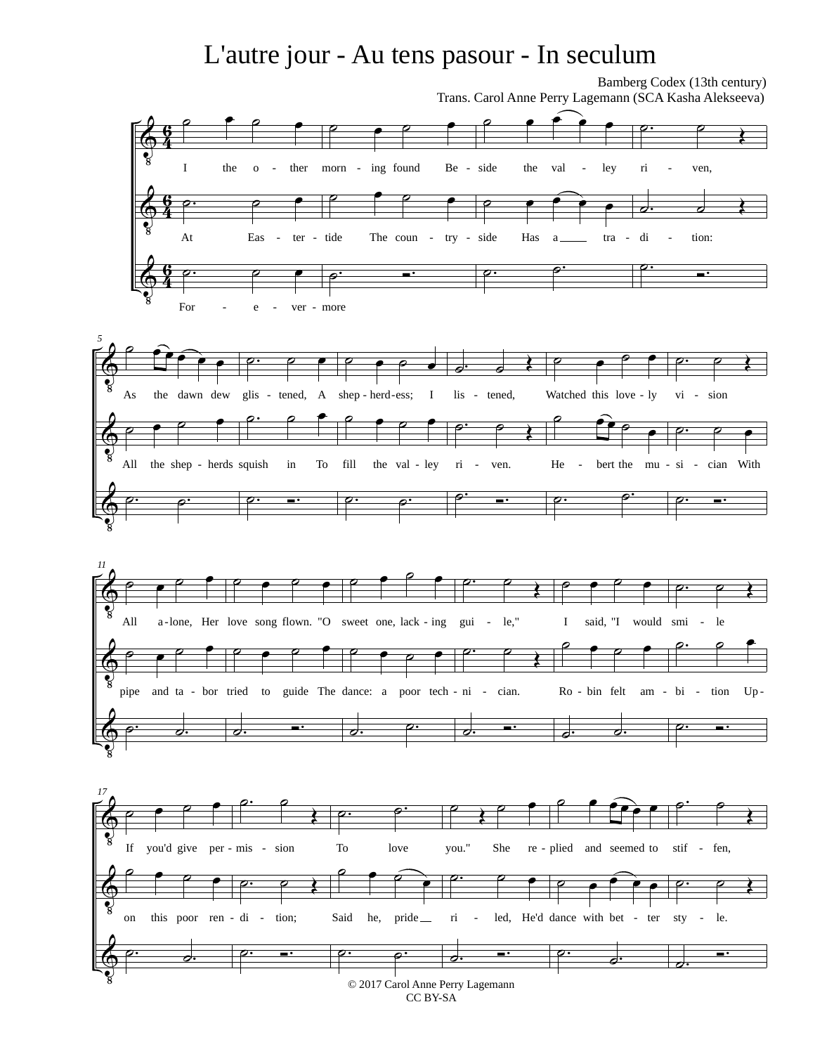# L'autre jour - Au tens pasour - In seculum

Bamberg Codex (13th century)
Trans. Carol Anne Perry Lagemann (SCA Kasha Alekseeva)

I the o - ther morn - ing found Be - side the val - ley ri - ven,
As the dawn dew glis - tened, A shep - herd - ess; I lis - tened, Watched this love - ly vi - sion
All a - lone, Her love song flown. "O sweet one, lack - ing gui - le," I said, "I would smi - le
If you'd give per - mis - sion To love you." She re - plied and seemed to stif - fen,

At Eas - ter - tide The coun - try - side Has a tra - di - tion:
All the shep - herds squish in To fill the val - ley ri - ven. He - bert the mu - si - cian With
pipe and ta - bor tried to guide The dance: a poor tech - ni - cian. Ro - bin felt am - bi - tion Up -
on this poor ren - di - tion; Said he, pride ri - led, He'd dance with bet - ter sty - le.

For - e - ver - more

© 2017 Carol Anne Perry Lagemann
CC BY-SA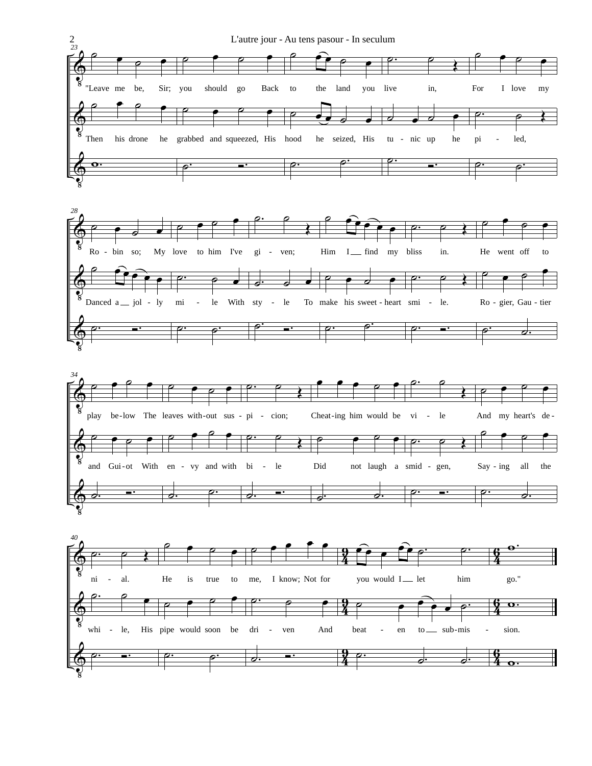"Leave me be, Sir; you should go Back to the land you live in, For I love my Robin so; My love to him I've given; Him I find my bliss in. He went off to play below The leaves without suspicion; Cheating him would be vile And my heart's denial. He is true to me, I know; Not for you would I let him go."

Then his drone he grabbed and squeezed, His hood he seized, His tunic up he piled, Danced a jolly mile With style To make his sweetheart smile. Rogier, Gautier and Guiot With envy and with bile Did not laugh a smidgen, Saying all the while, His pipe would soon be driven And beaten to submission.